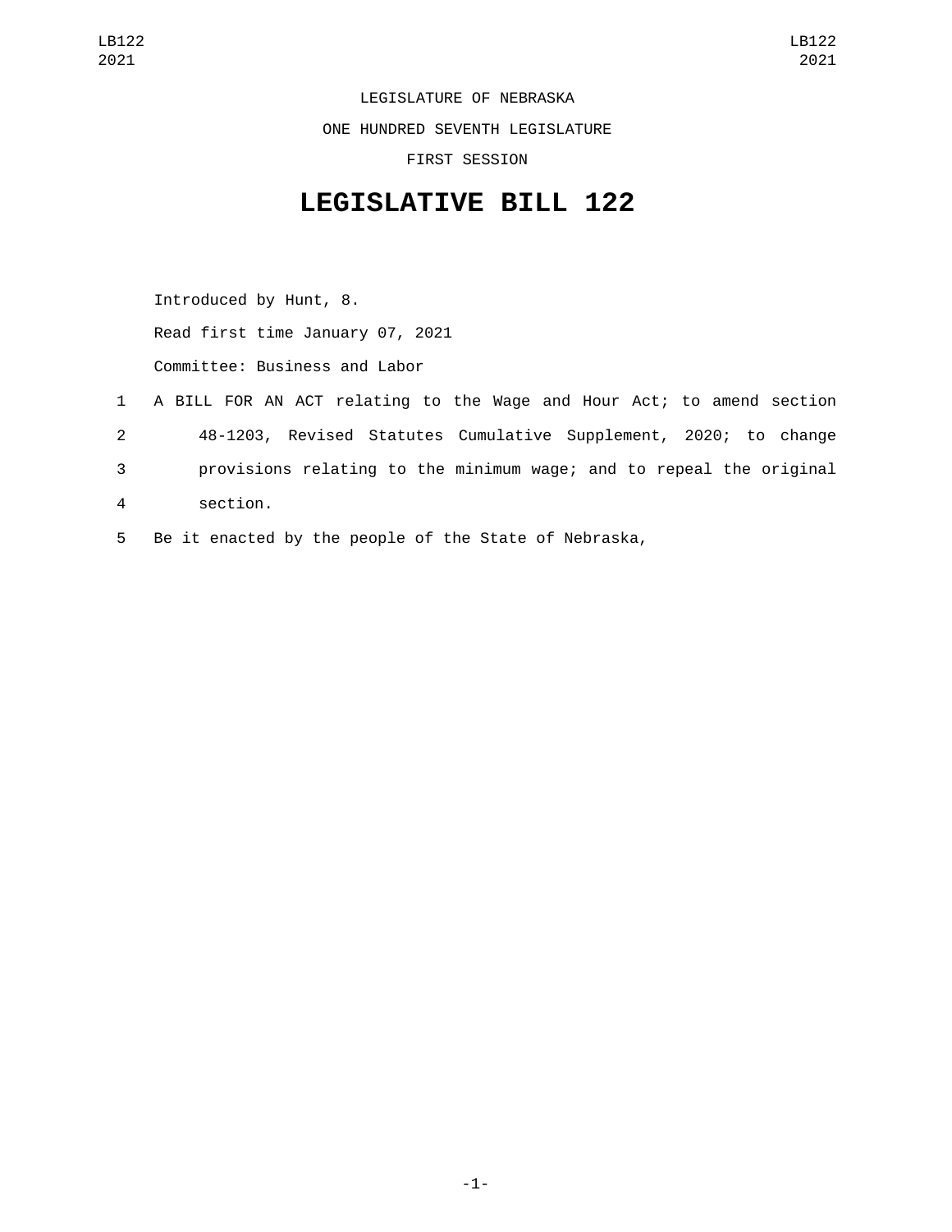LEGISLATURE OF NEBRASKA

ONE HUNDRED SEVENTH LEGISLATURE

FIRST SESSION

# LEGISLATIVE BILL 122

Introduced by Hunt, 8.

Read first time January 07, 2021

Committee: Business and Labor

A BILL FOR AN ACT relating to the Wage and Hour Act; to amend section 48-1203, Revised Statutes Cumulative Supplement, 2020; to change provisions relating to the minimum wage; and to repeal the original section.

Be it enacted by the people of the State of Nebraska,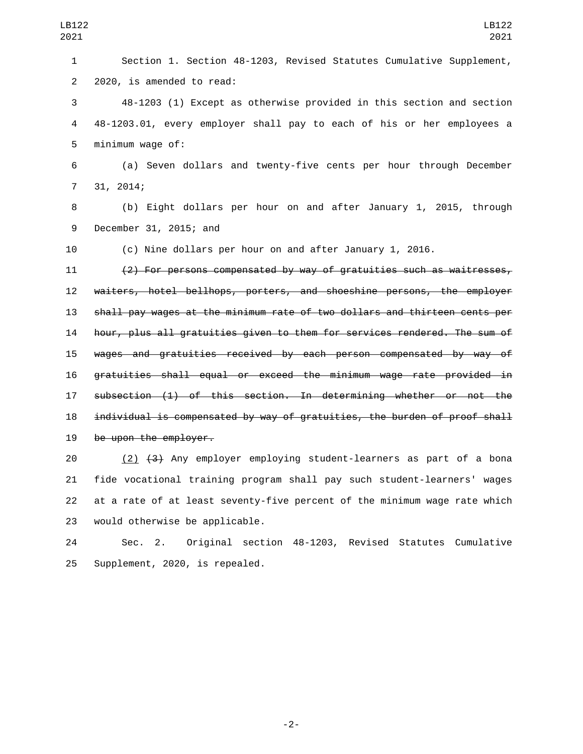Section 1. Section 48-1203, Revised Statutes Cumulative Supplement, 2020, is amended to read:

48-1203 (1) Except as otherwise provided in this section and section 48-1203.01, every employer shall pay to each of his or her employees a minimum wage of:

(a) Seven dollars and twenty-five cents per hour through December 31, 2014;

(b) Eight dollars per hour on and after January 1, 2015, through December 31, 2015; and

(c) Nine dollars per hour on and after January 1, 2016.

~~(2) For persons compensated by way of gratuities such as waitresses, waiters, hotel bellhops, porters, and shoeshine persons, the employer shall pay wages at the minimum rate of two dollars and thirteen cents per hour, plus all gratuities given to them for services rendered. The sum of wages and gratuities received by each person compensated by way of gratuities shall equal or exceed the minimum wage rate provided in subsection (1) of this section. In determining whether or not the individual is compensated by way of gratuities, the burden of proof shall be upon the employer.~~

<u>(2)</u> ~~(3)~~ Any employer employing student-learners as part of a bona fide vocational training program shall pay such student-learners' wages at a rate of at least seventy-five percent of the minimum wage rate which would otherwise be applicable.

Sec. 2. Original section 48-1203, Revised Statutes Cumulative Supplement, 2020, is repealed.